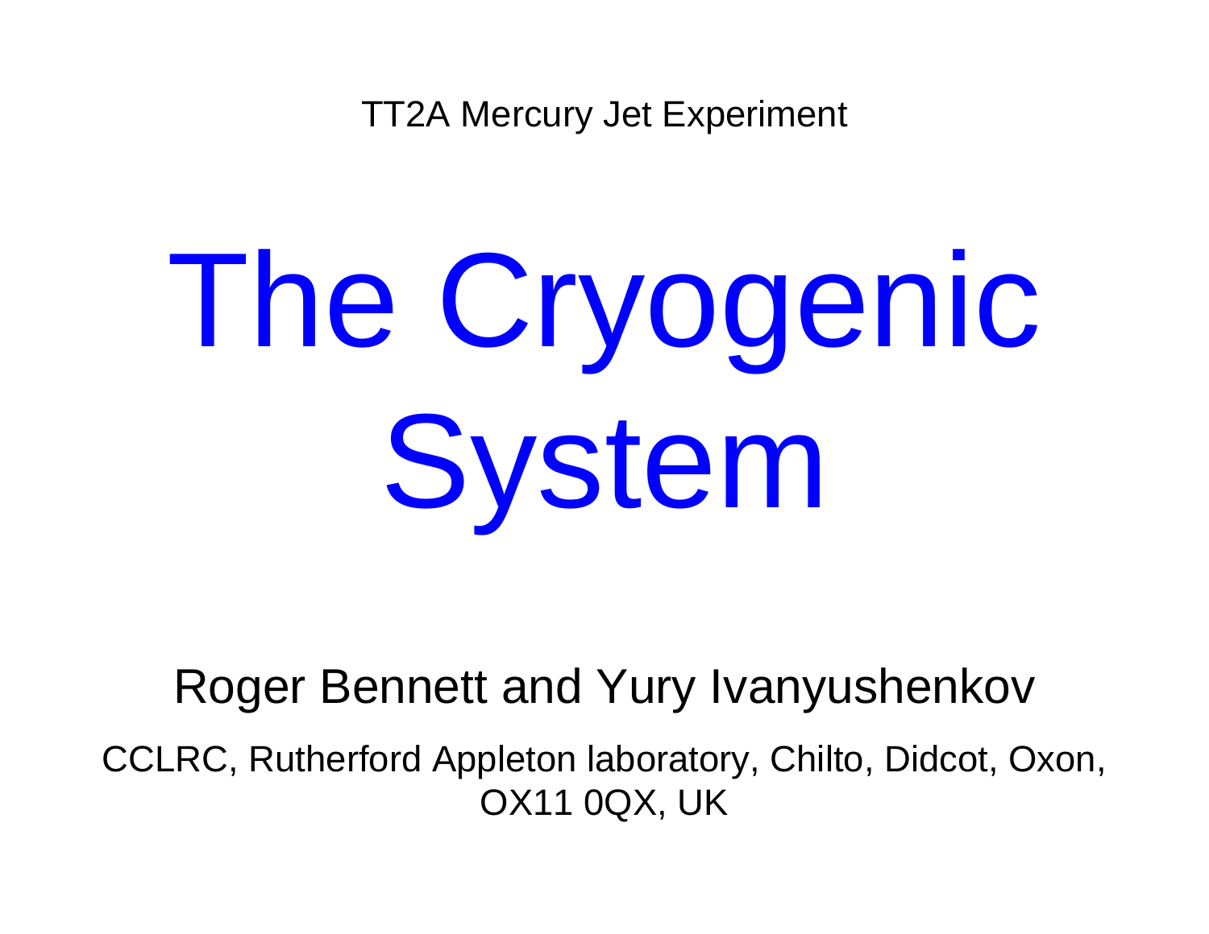TT2A Mercury Jet Experiment

# The Cryogenic System

Roger Bennett and Yury Ivanyushenkov

CCLRC, Rutherford Appleton laboratory, Chilto, Didcot, Oxon, OX11 0QX, UK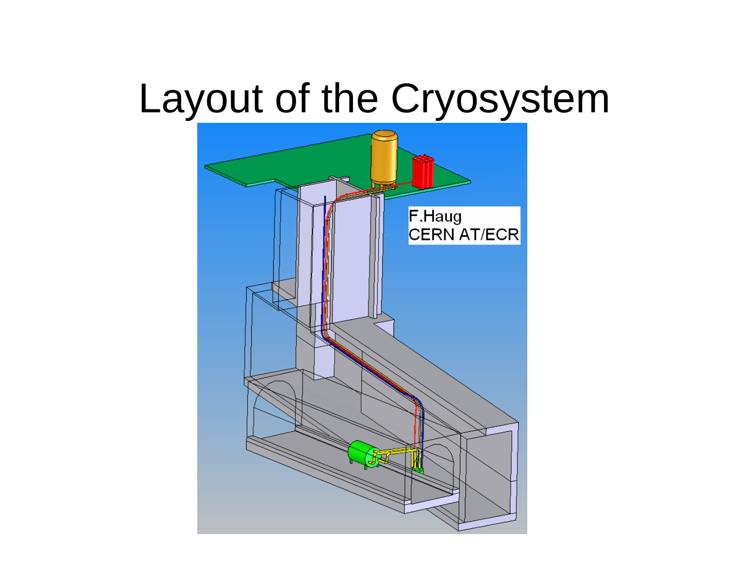# Layout of the Cryosystem

F.Haug
CERN AT/ECR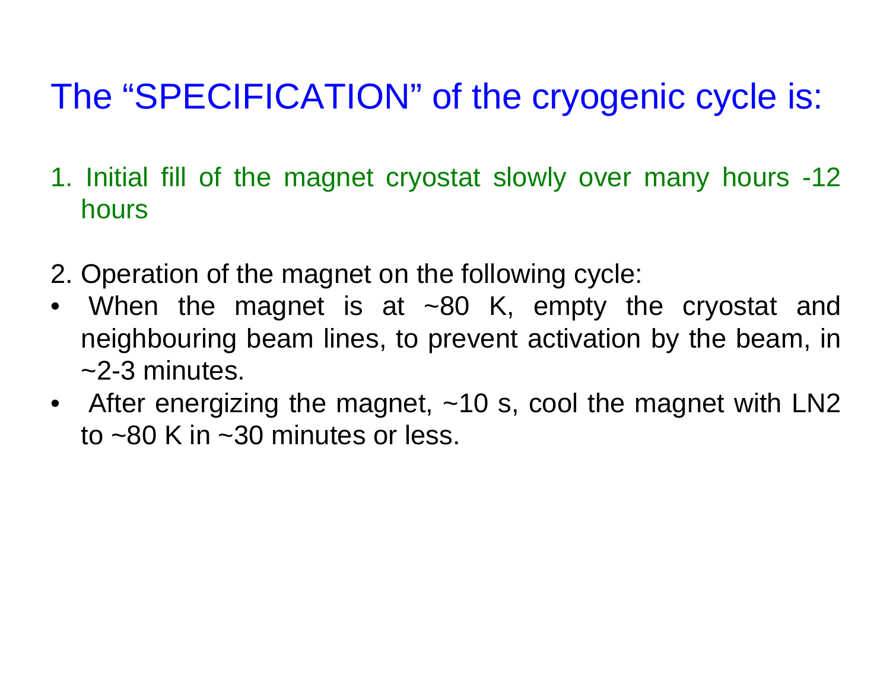# The “SPECIFICATION” of the cryogenic cycle is:

1. Initial fill of the magnet cryostat slowly over many hours -12 hours

2. Operation of the magnet on the following cycle:

- When the magnet is at ~80 K, empty the cryostat and neighbouring beam lines, to prevent activation by the beam, in ~2-3 minutes.
- After energizing the magnet, ~10 s, cool the magnet with LN2 to ~80 K in ~30 minutes or less.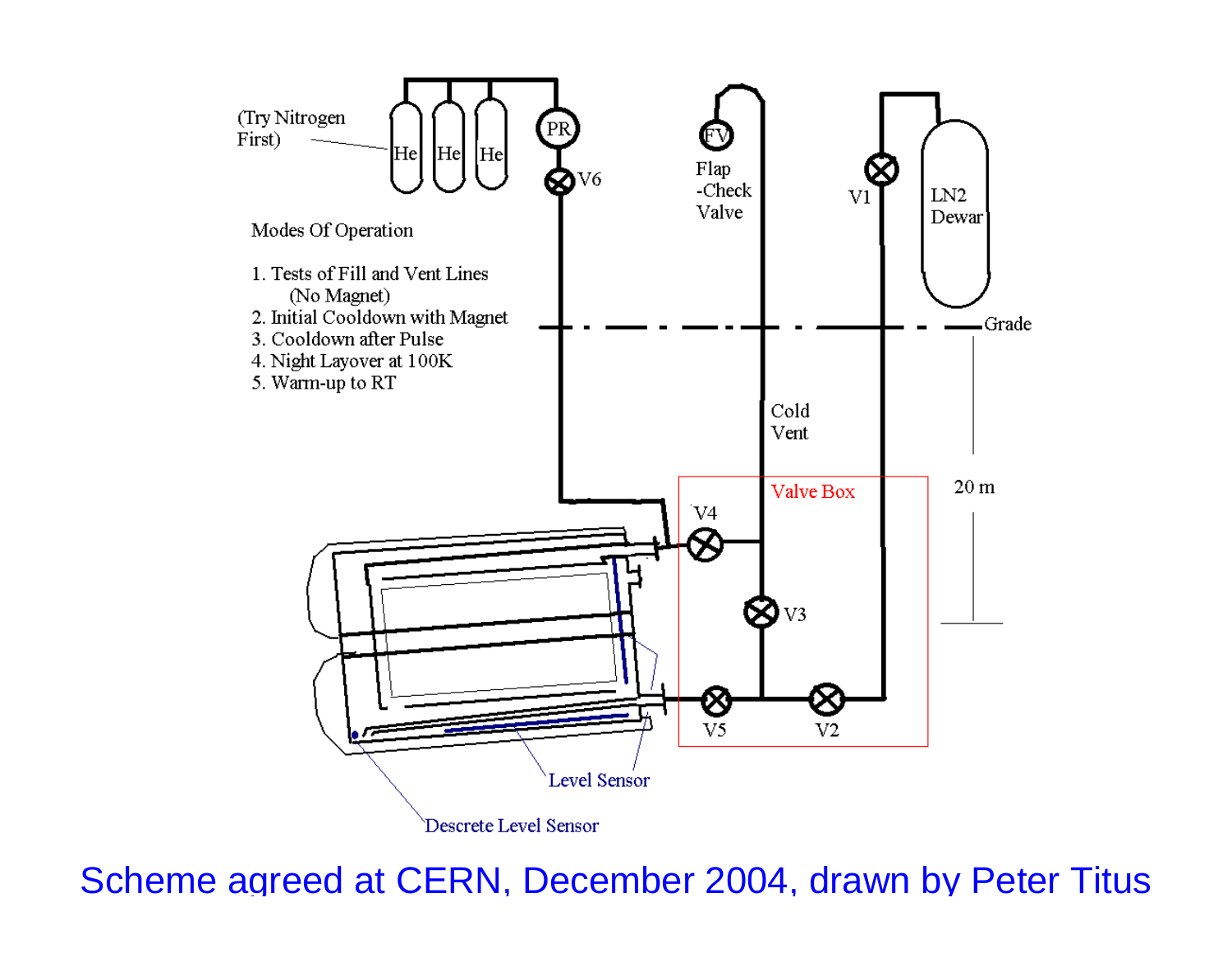(Try Nitrogen First)

He He He

PR

V6

FV

Flap -Check Valve

V1

LN2 Dewar

Modes Of Operation

1. Tests of Fill and Vent Lines (No Magnet)
2. Initial Cooldown with Magnet
3. Cooldown after Pulse
4. Night Layover at 100K
5. Warm-up to RT

Grade

Cold Vent

Valve Box

20 m

V4

V3

V5

V2

Level Sensor

Descrete Level Sensor

Scheme agreed at CERN, December 2004, drawn by Peter Titus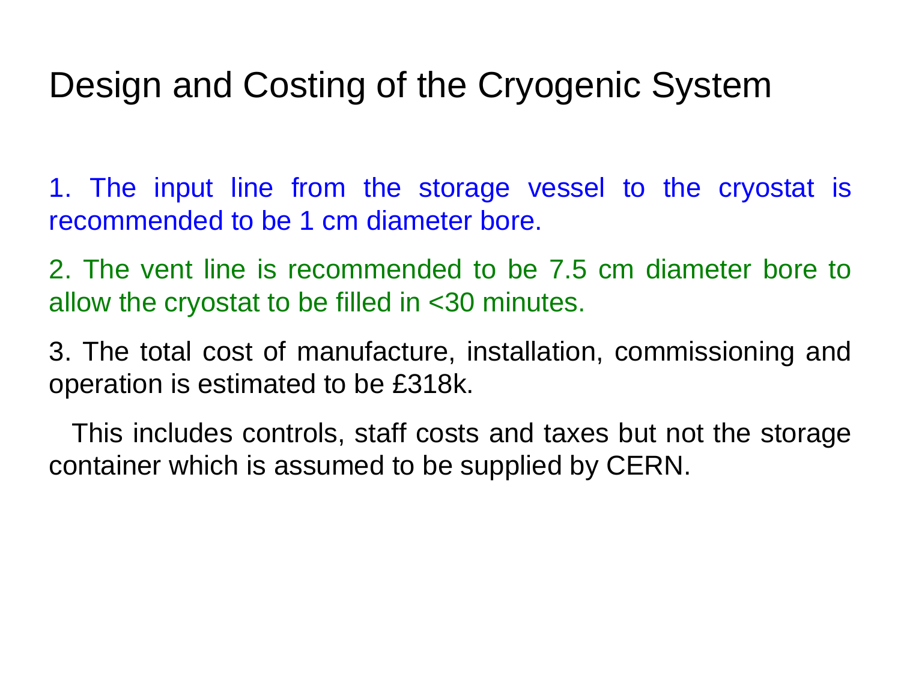# Design and Costing of the Cryogenic System

1. The input line from the storage vessel to the cryostat is recommended to be 1 cm diameter bore.

2. The vent line is recommended to be 7.5 cm diameter bore to allow the cryostat to be filled in <30 minutes.

3. The total cost of manufacture, installation, commissioning and operation is estimated to be £318k.

This includes controls, staff costs and taxes but not the storage container which is assumed to be supplied by CERN.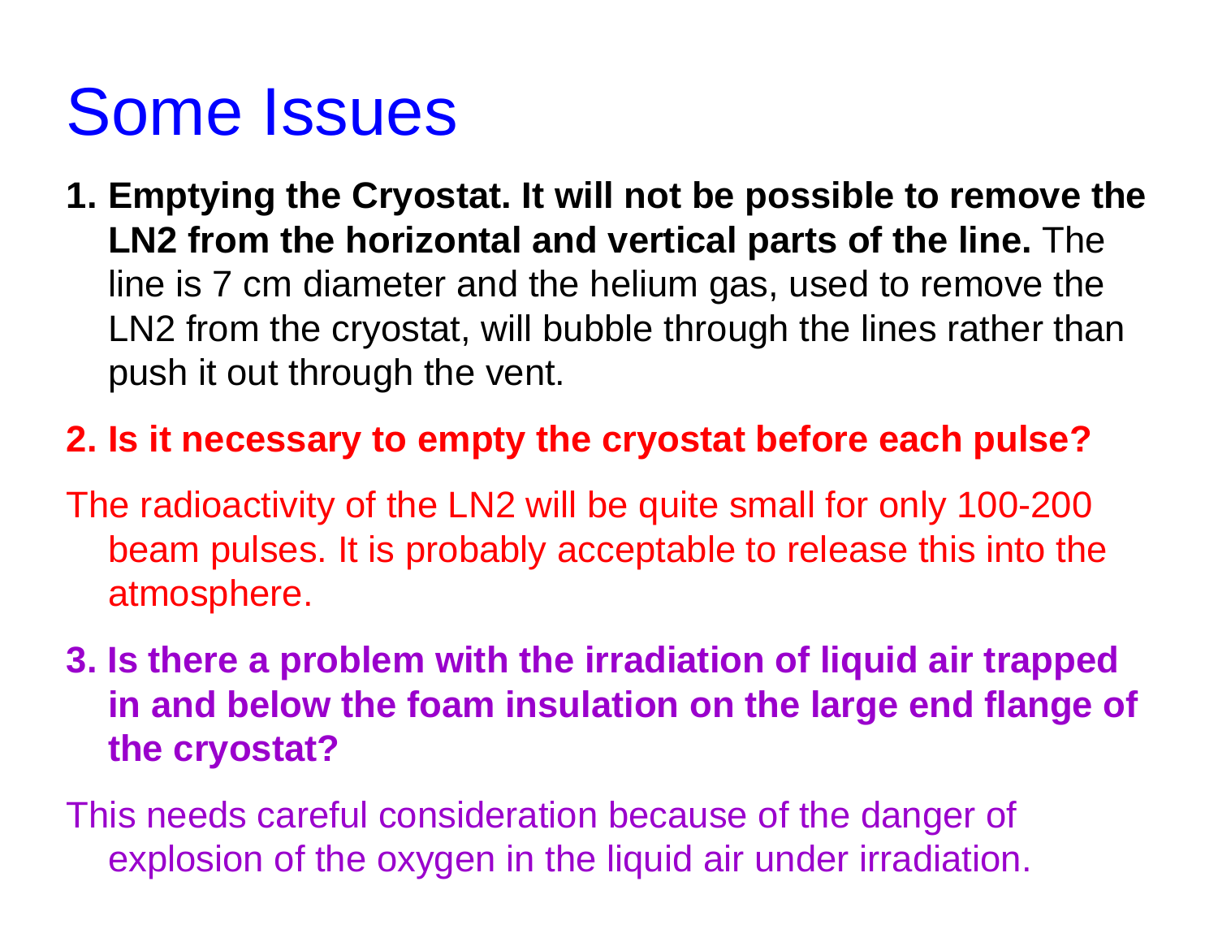# Some Issues

1. **Emptying the Cryostat. It will not be possible to remove the LN2 from the horizontal and vertical parts of the line.** The line is 7 cm diameter and the helium gas, used to remove the LN2 from the cryostat, will bubble through the lines rather than push it out through the vent.

2. **Is it necessary to empty the cryostat before each pulse?**

The radioactivity of the LN2 will be quite small for only 100-200 beam pulses. It is probably acceptable to release this into the atmosphere.

3. **Is there a problem with the irradiation of liquid air trapped in and below the foam insulation on the large end flange of the cryostat?**

This needs careful consideration because of the danger of explosion of the oxygen in the liquid air under irradiation.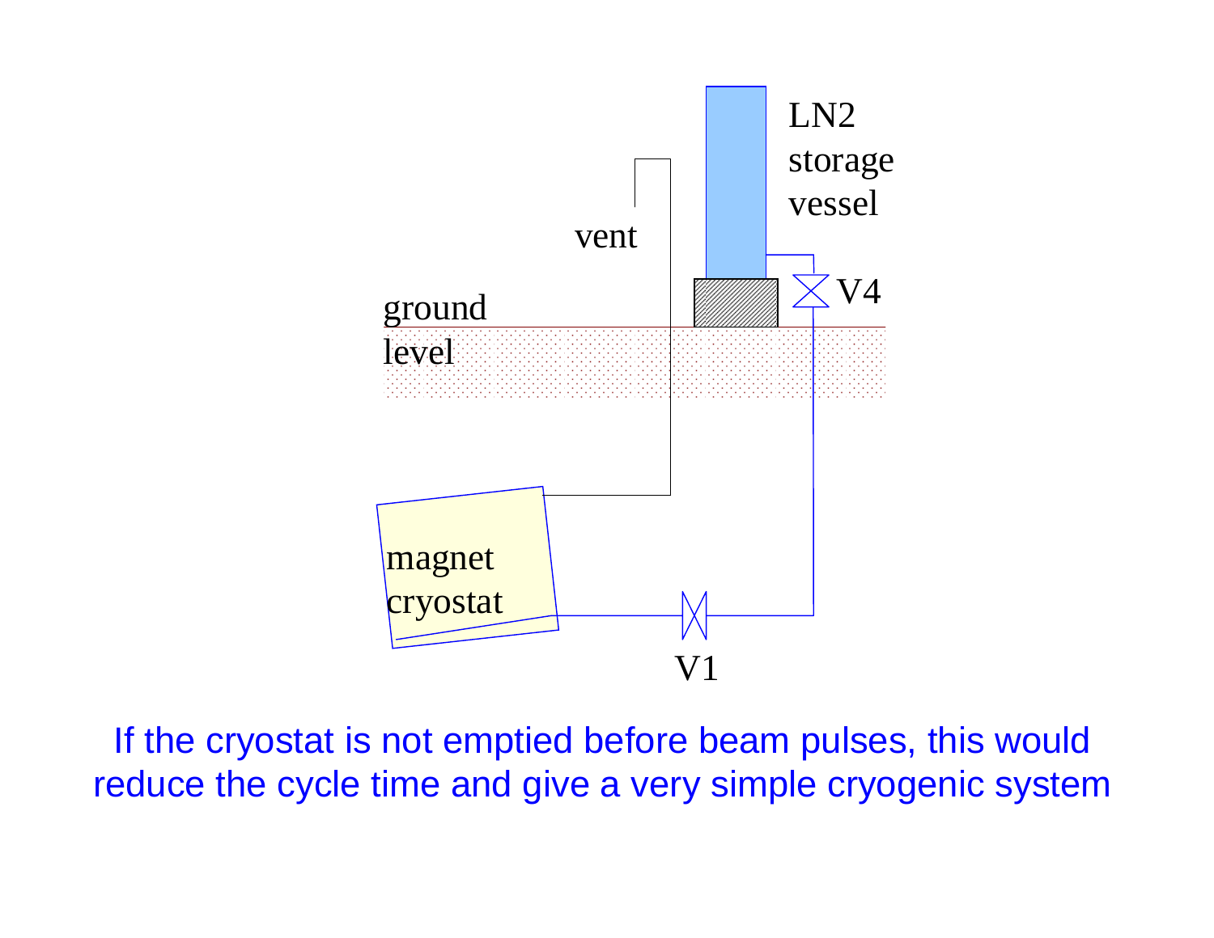LN2
storage
vessel

vent

V4

ground
level

magnet
cryostat

V1

If the cryostat is not emptied before beam pulses, this would reduce the cycle time and give a very simple cryogenic system